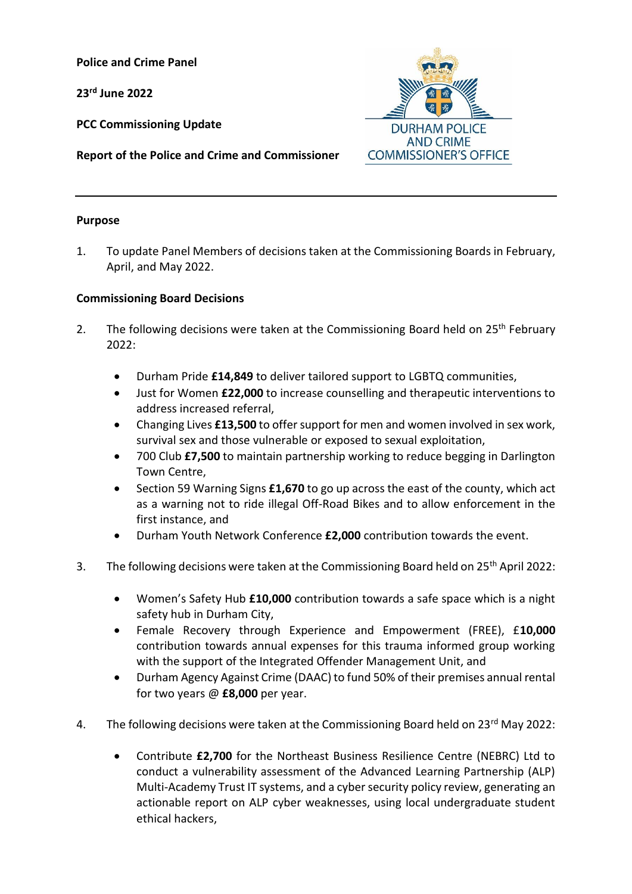**Police and Crime Panel**

**23rd June 2022**

**PCC Commissioning Update**

**Report of the Police and Crime and Commissioner**

DURHAM POLICE AND CRIME COMMISSIONER'S OFFICE

---

**Purpose**

1. To update Panel Members of decisions taken at the Commissioning Boards in February, April, and May 2022.

**Commissioning Board Decisions**

2. The following decisions were taken at the Commissioning Board held on 25th February 2022:

   - Durham Pride **£14,849** to deliver tailored support to LGBTQ communities,
   - Just for Women **£22,000** to increase counselling and therapeutic interventions to address increased referral,
   - Changing Lives **£13,500** to offer support for men and women involved in sex work, survival sex and those vulnerable or exposed to sexual exploitation,
   - 700 Club **£7,500** to maintain partnership working to reduce begging in Darlington Town Centre,
   - Section 59 Warning Signs **£1,670** to go up across the east of the county, which act as a warning not to ride illegal Off-Road Bikes and to allow enforcement in the first instance, and
   - Durham Youth Network Conference **£2,000** contribution towards the event.

3. The following decisions were taken at the Commissioning Board held on 25th April 2022:

   - Women's Safety Hub **£10,000** contribution towards a safe space which is a night safety hub in Durham City,
   - Female Recovery through Experience and Empowerment (FREE), £**10,000** contribution towards annual expenses for this trauma informed group working with the support of the Integrated Offender Management Unit, and
   - Durham Agency Against Crime (DAAC) to fund 50% of their premises annual rental for two years @ **£8,000** per year.

4. The following decisions were taken at the Commissioning Board held on 23rd May 2022:

   - Contribute **£2,700** for the Northeast Business Resilience Centre (NEBRC) Ltd to conduct a vulnerability assessment of the Advanced Learning Partnership (ALP) Multi-Academy Trust IT systems, and a cyber security policy review, generating an actionable report on ALP cyber weaknesses, using local undergraduate student ethical hackers,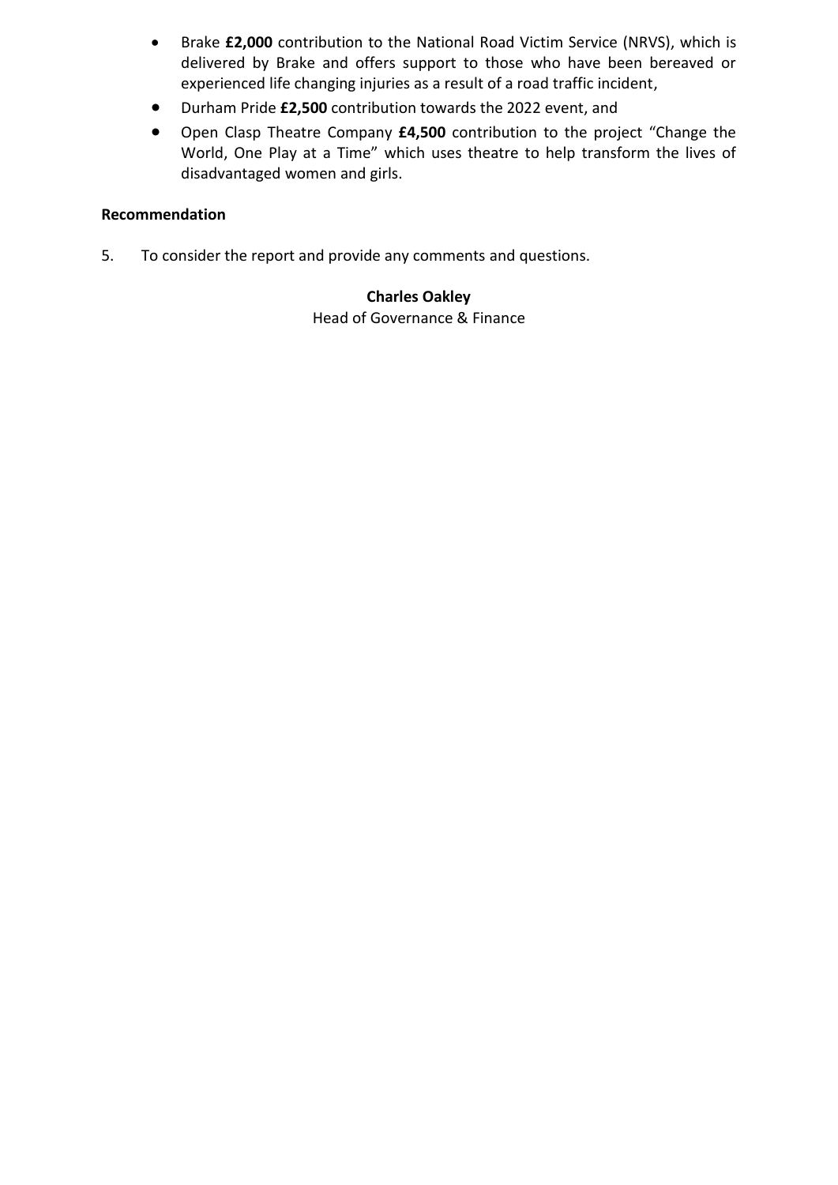- Brake **£2,000** contribution to the National Road Victim Service (NRVS), which is delivered by Brake and offers support to those who have been bereaved or experienced life changing injuries as a result of a road traffic incident,
- Durham Pride **£2,500** contribution towards the 2022 event, and
- Open Clasp Theatre Company **£4,500** contribution to the project "Change the World, One Play at a Time" which uses theatre to help transform the lives of disadvantaged women and girls.

**Recommendation**

5. To consider the report and provide any comments and questions.

**Charles Oakley**
Head of Governance & Finance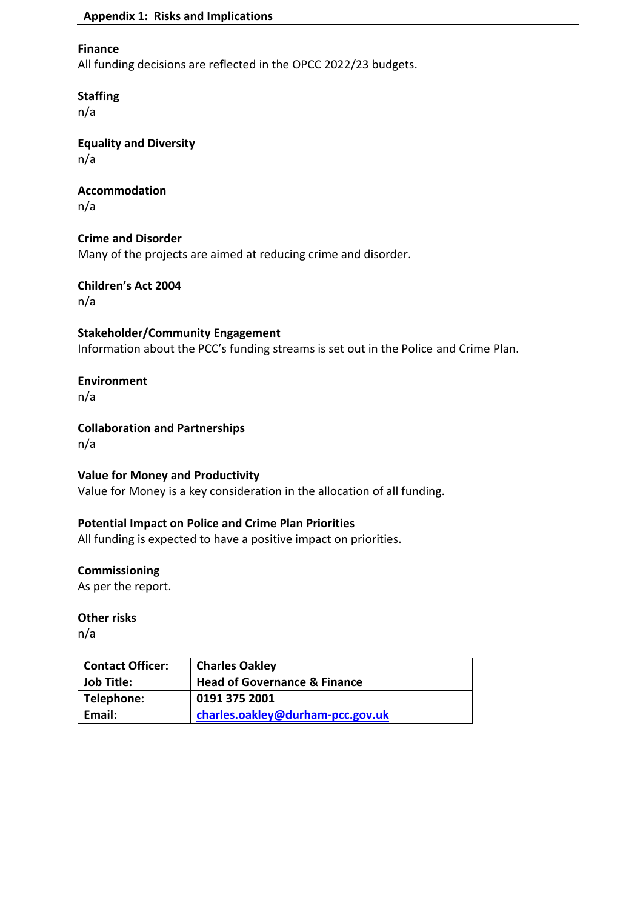## Appendix 1: Risks and Implications

**Finance**
All funding decisions are reflected in the OPCC 2022/23 budgets.

**Staffing**
n/a

**Equality and Diversity**
n/a

**Accommodation**
n/a

**Crime and Disorder**
Many of the projects are aimed at reducing crime and disorder.

**Children's Act 2004**
n/a

**Stakeholder/Community Engagement**
Information about the PCC's funding streams is set out in the Police and Crime Plan.

**Environment**
n/a

**Collaboration and Partnerships**
n/a

**Value for Money and Productivity**
Value for Money is a key consideration in the allocation of all funding.

**Potential Impact on Police and Crime Plan Priorities**
All funding is expected to have a positive impact on priorities.

**Commissioning**
As per the report.

**Other risks**
n/a

| | |
|---|---|
| **Contact Officer:** | **Charles Oakley** |
| **Job Title:** | **Head of Governance & Finance** |
| **Telephone:** | **0191 375 2001** |
| **Email:** | **charles.oakley@durham-pcc.gov.uk** |